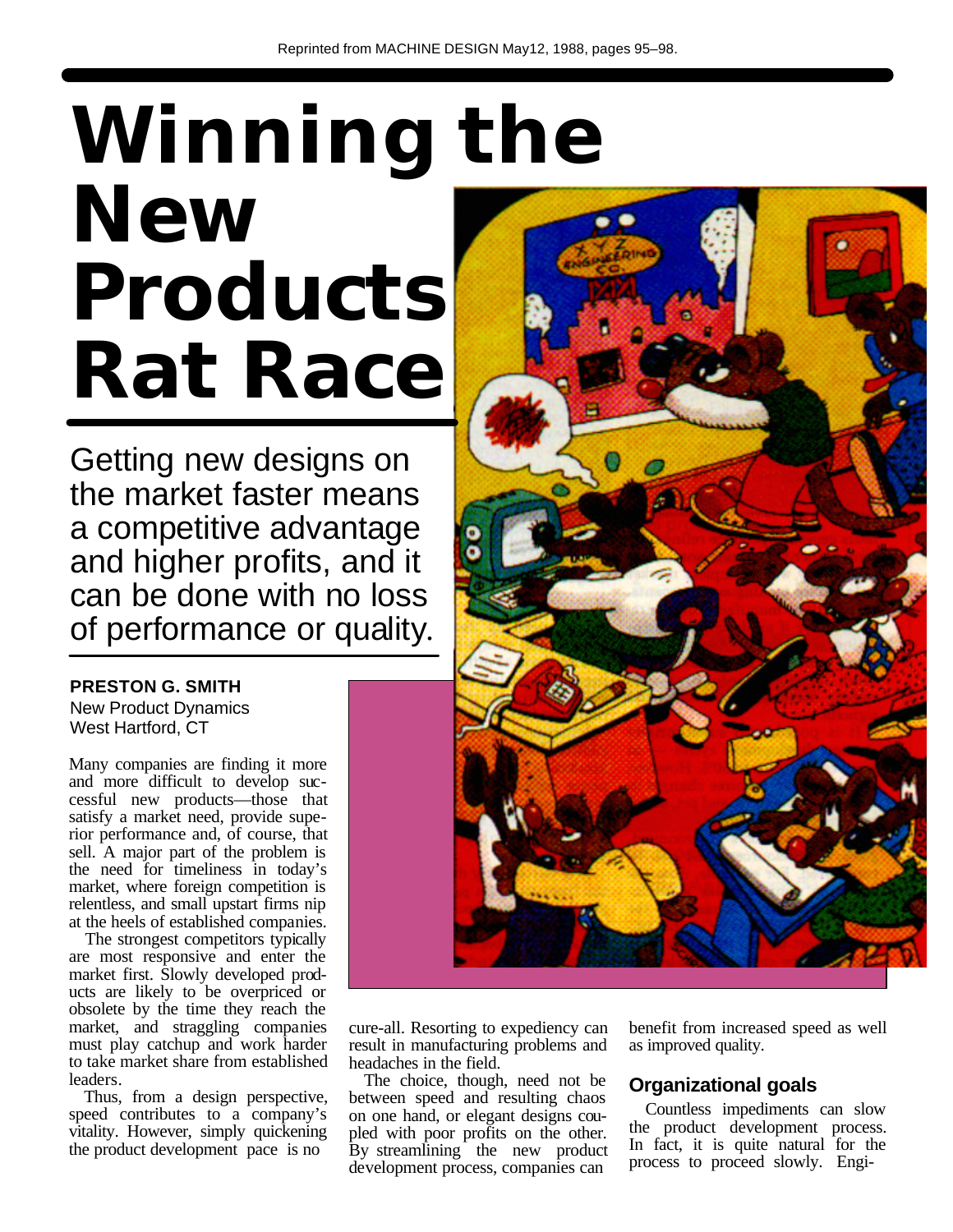Reprinted from MACHINE DESIGN May12, 1988, pages 95–98.

# Winning the New Products Rat Race

## Getting new designs on the market faster means a competitive advantage and higher profits, and it can be done with no loss of performance or quality.

**PRESTON G. SMITH**
New Product Dynamics
West Hartford, CT

Many companies are finding it more and more difficult to develop successful new products—those that satisfy a market need, provide superior performance and, of course, that sell. A major part of the problem is the need for timeliness in today's market, where foreign competition is relentless, and small upstart firms nip at the heels of established companies.

The strongest competitors typically are most responsive and enter the market first. Slowly developed products are likely to be overpriced or obsolete by the time they reach the market, and straggling companies must play catchup and work harder to take market share from established leaders.

Thus, from a design perspective, speed contributes to a company's vitality. However, simply quickening the product development pace is no cure-all. Resorting to expediency can result in manufacturing problems and headaches in the field.

The choice, though, need not be between speed and resulting chaos on one hand, or elegant designs coupled with poor profits on the other. By streamlining the new product development process, companies can benefit from increased speed as well as improved quality.

### Organizational goals

Countless impediments can slow the product development process. In fact, it is quite natural for the process to proceed slowly. Engi-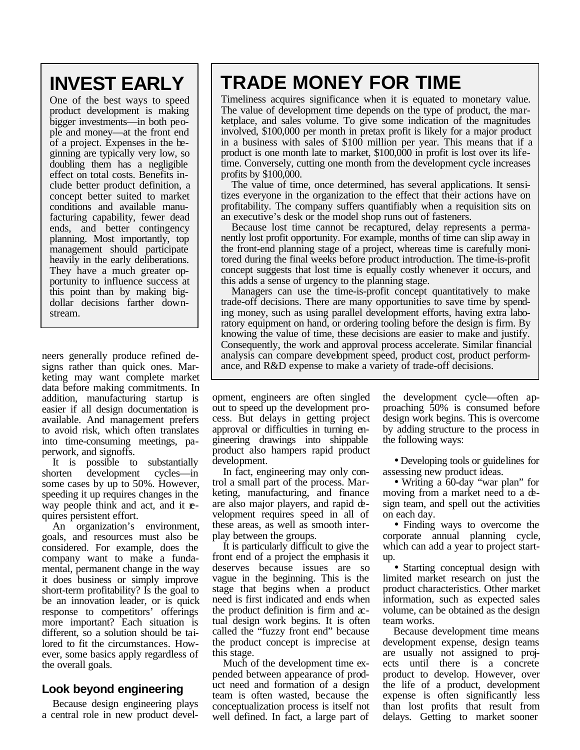## INVEST EARLY

One of the best ways to speed product development is making bigger investments—in both people and money—at the front end of a project. Expenses in the beginning are typically very low, so doubling them has a negligible effect on total costs. Benefits include better product definition, a concept better suited to market conditions and available manufacturing capability, fewer dead ends, and better contingency planning. Most importantly, top management should participate heavily in the early deliberations. They have a much greater opportunity to influence success at this point than by making big-dollar decisions farther downstream.

## TRADE MONEY FOR TIME

Timeliness acquires significance when it is equated to monetary value. The value of development time depends on the type of product, the marketplace, and sales volume. To give some indication of the magnitudes involved, $100,000 per month in pretax profit is likely for a major product in a business with sales of $100 million per year. This means that if a product is one month late to market, $100,000 in profit is lost over its lifetime. Conversely, cutting one month from the development cycle increases profits by $100,000.

The value of time, once determined, has several applications. It sensitizes everyone in the organization to the effect that their actions have on profitability. The company suffers quantifiably when a requisition sits on an executive's desk or the model shop runs out of fasteners.

Because lost time cannot be recaptured, delay represents a permanently lost profit opportunity. For example, months of time can slip away in the front-end planning stage of a project, whereas time is carefully monitored during the final weeks before product introduction. The time-is-profit concept suggests that lost time is equally costly whenever it occurs, and this adds a sense of urgency to the planning stage.

Managers can use the time-is-profit concept quantitatively to make trade-off decisions. There are many opportunities to save time by spending money, such as using parallel development efforts, having extra laboratory equipment on hand, or ordering tooling before the design is firm. By knowing the value of time, these decisions are easier to make and justify. Consequently, the work and approval process accelerate. Similar financial analysis can compare development speed, product cost, product performance, and R&D expense to make a variety of trade-off decisions.

neers generally produce refined designs rather than quick ones. Marketing may want complete market data before making commitments. In addition, manufacturing startup is easier if all design documentation is available. And management prefers to avoid risk, which often translates into time-consuming meetings, paperwork, and signoffs.

It is possible to substantially shorten development cycles—in some cases by up to 50%. However, speeding it up requires changes in the way people think and act, and it requires persistent effort.

An organization's environment, goals, and resources must also be considered. For example, does the company want to make a fundamental, permanent change in the way it does business or simply improve short-term profitability? Is the goal to be an innovation leader, or is quick response to competitors' offerings more important? Each situation is different, so a solution should be tailored to fit the circumstances. However, some basics apply regardless of the overall goals.

### Look beyond engineering

Because design engineering plays a central role in new product development, engineers are often singled out to speed up the development process. But delays in getting project approval or difficulties in turning engineering drawings into shippable product also hampers rapid product development.

In fact, engineering may only control a small part of the process. Marketing, manufacturing, and finance are also major players, and rapid development requires speed in all of these areas, as well as smooth interplay between the groups.

It is particularly difficult to give the front end of a project the emphasis it deserves because issues are so vague in the beginning. This is the stage that begins when a product need is first indicated and ends when the product definition is firm and actual design work begins. It is often called the "fuzzy front end" because the product concept is imprecise at this stage.

Much of the development time expended between appearance of product need and formation of a design team is often wasted, because the conceptualization process is itself not well defined. In fact, a large part of the development cycle—often approaching 50% is consumed before design work begins. This is overcome by adding structure to the process in the following ways:

- Developing tools or guidelines for assessing new product ideas.
- Writing a 60-day "war plan" for moving from a market need to a design team, and spell out the activities on each day.
- Finding ways to overcome the corporate annual planning cycle, which can add a year to project start-up.
- Starting conceptual design with limited market research on just the product characteristics. Other market information, such as expected sales volume, can be obtained as the design team works.

Because development time means development expense, design teams are usually not assigned to projects until there is a concrete product to develop. However, over the life of a product, development expense is often significantly less than lost profits that result from delays. Getting to market sooner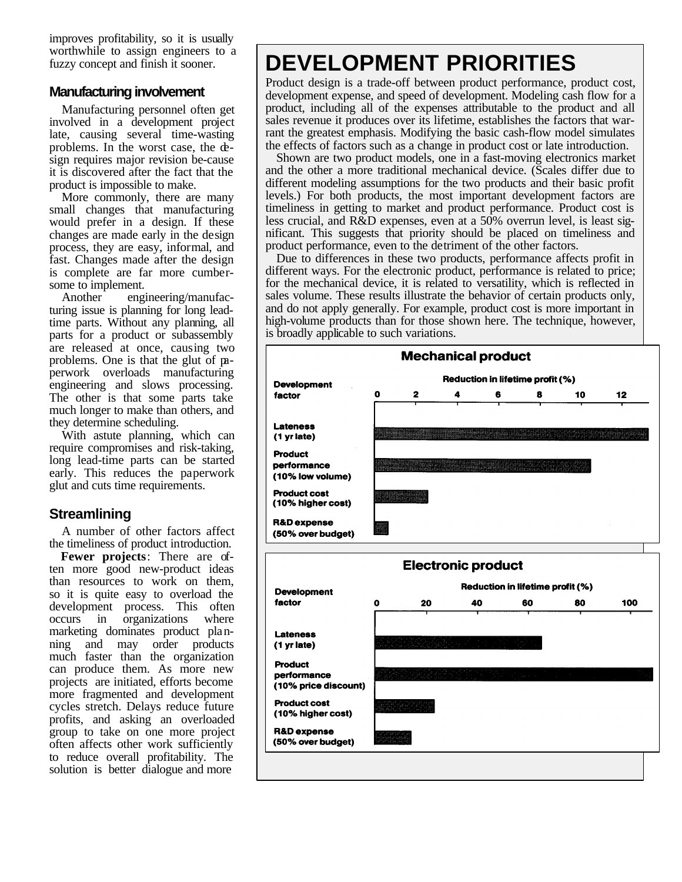improves profitability, so it is usually worthwhile to assign engineers to a fuzzy concept and finish it sooner.

### Manufacturing involvement

Manufacturing personnel often get involved in a development project late, causing several time-wasting problems. In the worst case, the design requires major revision be-cause it is discovered after the fact that the product is impossible to make.

More commonly, there are many small changes that manufacturing would prefer in a design. If these changes are made early in the design process, they are easy, informal, and fast. Changes made after the design is complete are far more cumbersome to implement.

Another engineering/manufacturing issue is planning for long lead-time parts. Without any planning, all parts for a product or subassembly are released at once, causing two problems. One is that the glut of paperwork overloads manufacturing engineering and slows processing. The other is that some parts take much longer to make than others, and they determine scheduling.

With astute planning, which can require compromises and risk-taking, long lead-time parts can be started early. This reduces the paperwork glut and cuts time requirements.

### Streamlining

A number of other factors affect the timeliness of product introduction.

**Fewer projects**: There are often more good new-product ideas than resources to work on them, so it is quite easy to overload the development process. This often occurs in organizations where marketing dominates product planning and may order products much faster than the organization can produce them. As more new projects are initiated, efforts become more fragmented and development cycles stretch. Delays reduce future profits, and asking an overloaded group to take on one more project often affects other work sufficiently to reduce overall profitability. The solution is better dialogue and more

## DEVELOPMENT PRIORITIES

Product design is a trade-off between product performance, product cost, development expense, and speed of development. Modeling cash flow for a product, including all of the expenses attributable to the product and all sales revenue it produces over its lifetime, establishes the factors that warrant the greatest emphasis. Modifying the basic cash-flow model simulates the effects of factors such as a change in product cost or late introduction.

Shown are two product models, one in a fast-moving electronics market and the other a more traditional mechanical device. (Scales differ due to different modeling assumptions for the two products and their basic profit levels.) For both products, the most important development factors are timeliness in getting to market and product performance. Product cost is less crucial, and R&D expenses, even at a 50% overrun level, is least significant. This suggests that priority should be placed on timeliness and product performance, even to the detriment of the other factors.

Due to differences in these two products, performance affects profit in different ways. For the electronic product, performance is related to price; for the mechanical device, it is related to versatility, which is reflected in sales volume. These results illustrate the behavior of certain products only, and do not apply generally. For example, product cost is more important in high-volume products than for those shown here. The technique, however, is broadly applicable to such variations.

**Mechanical product**

| Development factor | Reduction in lifetime profit (%) (axis 0–12) |
|---|---|
| Lateness (1 yr late) | ~13.3 |
| Product performance (10% low volume) | ~10.5 |
| Product cost (10% higher cost) | ~2 |
| R&D expense (50% over budget) | ~0.7 |

**Electronic product**

| Development factor | Reduction in lifetime profit (%) (axis 0–100) |
|---|---|
| Lateness (1 yr late) | ~65 |
| Product performance (10% price discount) | ~108 |
| Product cost (10% higher cost) | ~23 |
| R&D expense (50% over budget) | ~14 |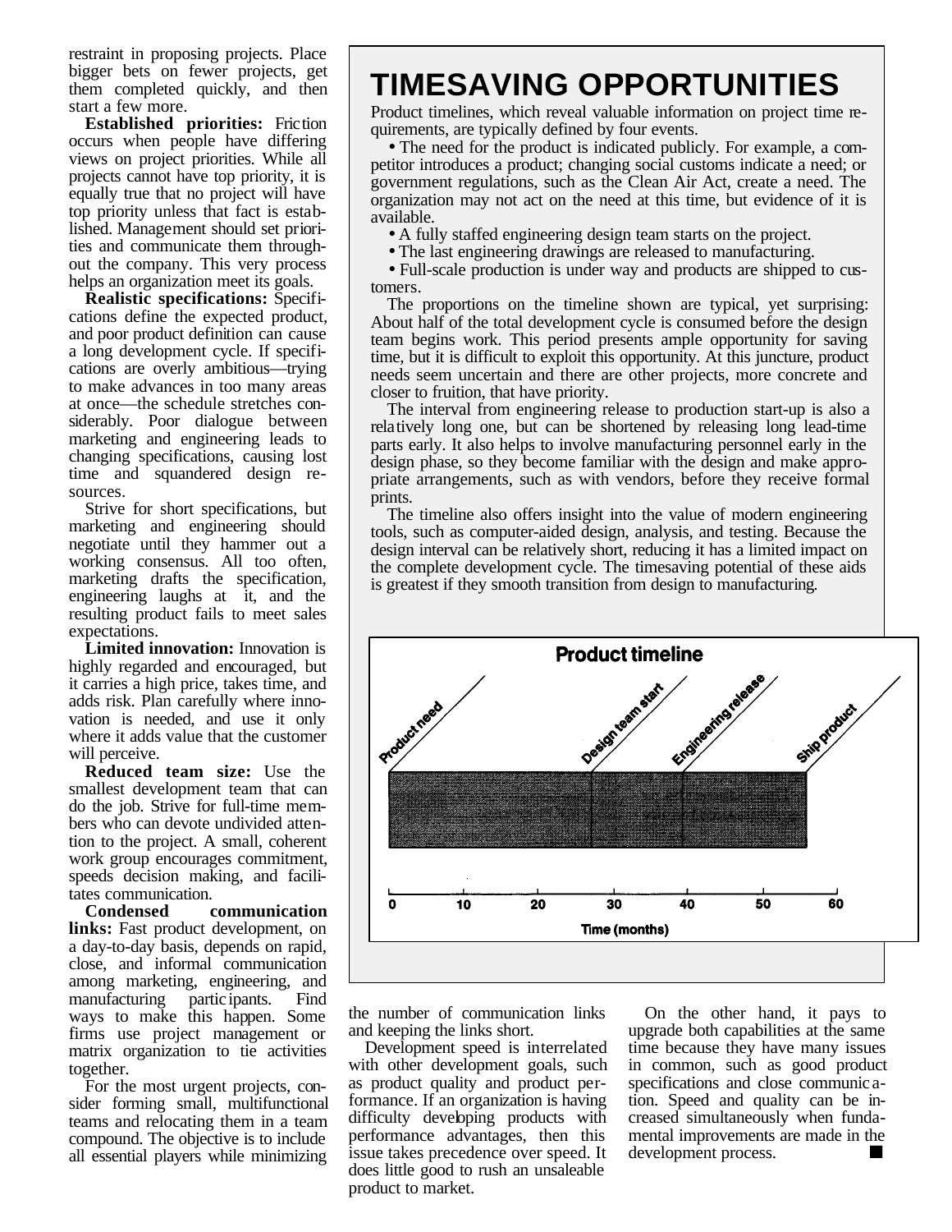restraint in proposing projects. Place bigger bets on fewer projects, get them completed quickly, and then start a few more.

**Established priorities:** Friction occurs when people have differing views on project priorities. While all projects cannot have top priority, it is equally true that no project will have top priority unless that fact is established. Management should set priorities and communicate them throughout the company. This very process helps an organization meet its goals.

**Realistic specifications:** Specifications define the expected product, and poor product definition can cause a long development cycle. If specifications are overly ambitious—trying to make advances in too many areas at once—the schedule stretches considerably. Poor dialogue between marketing and engineering leads to changing specifications, causing lost time and squandered design resources.

Strive for short specifications, but marketing and engineering should negotiate until they hammer out a working consensus. All too often, marketing drafts the specification, engineering laughs at it, and the resulting product fails to meet sales expectations.

**Limited innovation:** Innovation is highly regarded and encouraged, but it carries a high price, takes time, and adds risk. Plan carefully where innovation is needed, and use it only where it adds value that the customer will perceive.

**Reduced team size:** Use the smallest development team that can do the job. Strive for full-time members who can devote undivided attention to the project. A small, coherent work group encourages commitment, speeds decision making, and facilitates communication.

**Condensed communication links:** Fast product development, on a day-to-day basis, depends on rapid, close, and informal communication among marketing, engineering, and manufacturing participants. Find ways to make this happen. Some firms use project management or matrix organization to tie activities together.

For the most urgent projects, consider forming small, multifunctional teams and relocating them in a team compound. The objective is to include all essential players while minimizing the number of communication links and keeping the links short.

Development speed is interrelated with other development goals, such as product quality and product performance. If an organization is having difficulty developing products with performance advantages, then this issue takes precedence over speed. It does little good to rush an unsaleable product to market.

On the other hand, it pays to upgrade both capabilities at the same time because they have many issues in common, such as good product specifications and close communication. Speed and quality can be increased simultaneously when fundamental improvements are made in the development process. ■

## TIMESAVING OPPORTUNITIES

Product timelines, which reveal valuable information on project time requirements, are typically defined by four events.

- The need for the product is indicated publicly. For example, a competitor introduces a product; changing social customs indicate a need; or government regulations, such as the Clean Air Act, create a need. The organization may not act on the need at this time, but evidence of it is available.
- A fully staffed engineering design team starts on the project.
- The last engineering drawings are released to manufacturing.
- Full-scale production is under way and products are shipped to customers.

The proportions on the timeline shown are typical, yet surprising: About half of the total development cycle is consumed before the design team begins work. This period presents ample opportunity for saving time, but it is difficult to exploit this opportunity. At this juncture, product needs seem uncertain and there are other projects, more concrete and closer to fruition, that have priority.

The interval from engineering release to production start-up is also a relatively long one, but can be shortened by releasing long lead-time parts early. It also helps to involve manufacturing personnel early in the design phase, so they become familiar with the design and make appropriate arrangements, such as with vendors, before they receive formal prints.

The timeline also offers insight into the value of modern engineering tools, such as computer-aided design, analysis, and testing. Because the design interval can be relatively short, reducing it has a limited impact on the complete development cycle. The timesaving potential of these aids is greatest if they smooth transition from design to manufacturing.

**Product timeline**

Product need
Design team start
Engineering release
Ship product

0 10 20 30 40 50 60

Time (months)